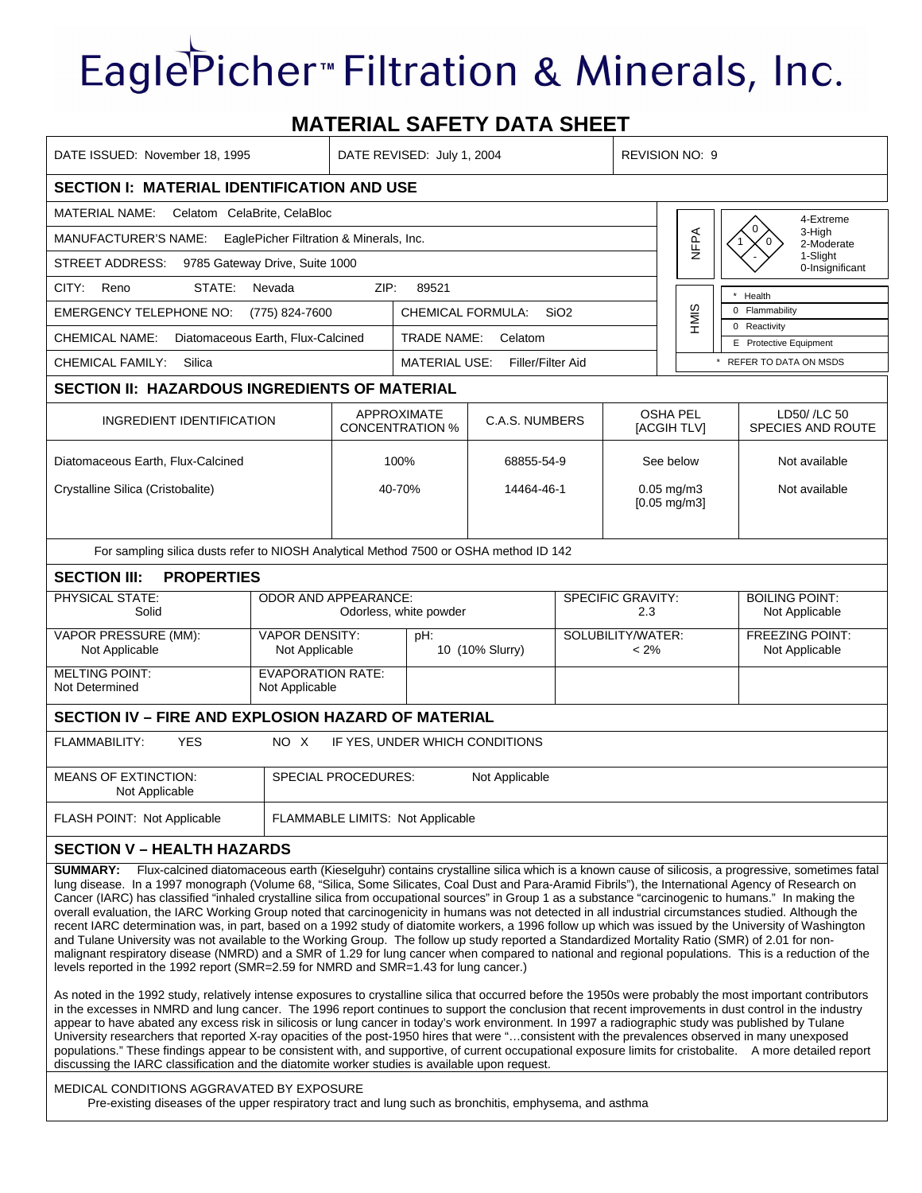# EaglePicher™ Filtration & Minerals, Inc.

## MATERIAL SAFETY DATA SHEET

| DATE ISSUED: November 18, 1995 | DATE REVISED: July 1, 2004 | REVISION NO: 9 |
|---|---|---|

### SECTION I: MATERIAL IDENTIFICATION AND USE

MATERIAL NAME: Celatom CelaBrite, CelaBloc

MANUFACTURER'S NAME: EaglePicher Filtration & Minerals, Inc.

STREET ADDRESS: 9785 Gateway Drive, Suite 1000

CITY: Reno STATE: Nevada ZIP: 89521

EMERGENCY TELEPHONE NO: (775) 824-7600 | CHEMICAL FORMULA: $SiO_2$

CHEMICAL NAME: Diatomaceous Earth, Flux-Calcined | TRADE NAME: Celatom

CHEMICAL FAMILY: Silica | MATERIAL USE: Filler/Filter Aid

**NFPA:** Health 1, Flammability 0, Reactivity 0, Special -

(4-Extreme, 3-High, 2-Moderate, 1-Slight, 0-Insignificant)

**HMIS:**

| | |
|---|---|
| * | Health |
| 0 | Flammability |
| 0 | Reactivity |
| E | Protective Equipment |

\* REFER TO DATA ON MSDS

### SECTION II: HAZARDOUS INGREDIENTS OF MATERIAL

| INGREDIENT IDENTIFICATION | APPROXIMATE CONCENTRATION % | C.A.S. NUMBERS | OSHA PEL [ACGIH TLV] | LD50/ /LC 50 SPECIES AND ROUTE |
|---|---|---|---|---|
| Diatomaceous Earth, Flux-Calcined | 100% | 68855-54-9 | See below | Not available |
| Crystalline Silica (Cristobalite) | 40-70% | 14464-46-1 | 0.05 mg/m3 [0.05 mg/m3] | Not available |

For sampling silica dusts refer to NIOSH Analytical Method 7500 or OSHA method ID 142

### SECTION III: PROPERTIES

| PHYSICAL STATE: | ODOR AND APPEARANCE: | | SPECIFIC GRAVITY: | BOILING POINT: |
|---|---|---|---|---|
| Solid | Odorless, white powder | | 2.3 | Not Applicable |
| VAPOR PRESSURE (MM): Not Applicable | VAPOR DENSITY: Not Applicable | pH: 10 (10% Slurry) | SOLUBILITY/WATER: < 2% | FREEZING POINT: Not Applicable |
| MELTING POINT: Not Determined | EVAPORATION RATE: Not Applicable | | | |

### SECTION IV – FIRE AND EXPLOSION HAZARD OF MATERIAL

FLAMMABILITY: YES NO X IF YES, UNDER WHICH CONDITIONS

MEANS OF EXTINCTION: Not Applicable | SPECIAL PROCEDURES: Not Applicable

FLASH POINT: Not Applicable | FLAMMABLE LIMITS: Not Applicable

### SECTION V – HEALTH HAZARDS

**SUMMARY:** Flux-calcined diatomaceous earth (Kieselguhr) contains crystalline silica which is a known cause of silicosis, a progressive, sometimes fatal lung disease. In a 1997 monograph (Volume 68, "Silica, Some Silicates, Coal Dust and Para-Aramid Fibrils"), the International Agency of Research on Cancer (IARC) has classified "inhaled crystalline silica from occupational sources" in Group 1 as a substance "carcinogenic to humans." In making the overall evaluation, the IARC Working Group noted that carcinogenicity in humans was not detected in all industrial circumstances studied. Although the recent IARC determination was, in part, based on a 1992 study of diatomite workers, a 1996 follow up which was issued by the University of Washington and Tulane University was not available to the Working Group. The follow up study reported a Standardized Mortality Ratio (SMR) of 2.01 for non-malignant respiratory disease (NMRD) and a SMR of 1.29 for lung cancer when compared to national and regional populations. This is a reduction of the levels reported in the 1992 report (SMR=2.59 for NMRD and SMR=1.43 for lung cancer.)

As noted in the 1992 study, relatively intense exposures to crystalline silica that occurred before the 1950s were probably the most important contributors in the excesses in NMRD and lung cancer. The 1996 report continues to support the conclusion that recent improvements in dust control in the industry appear to have abated any excess risk in silicosis or lung cancer in today's work environment. In 1997 a radiographic study was published by Tulane University researchers that reported X-ray opacities of the post-1950 hires that were "…consistent with the prevalences observed in many unexposed populations." These findings appear to be consistent with, and supportive of, current occupational exposure limits for cristobalite. A more detailed report discussing the IARC classification and the diatomite worker studies is available upon request.

MEDICAL CONDITIONS AGGRAVATED BY EXPOSURE

Pre-existing diseases of the upper respiratory tract and lung such as bronchitis, emphysema, and asthma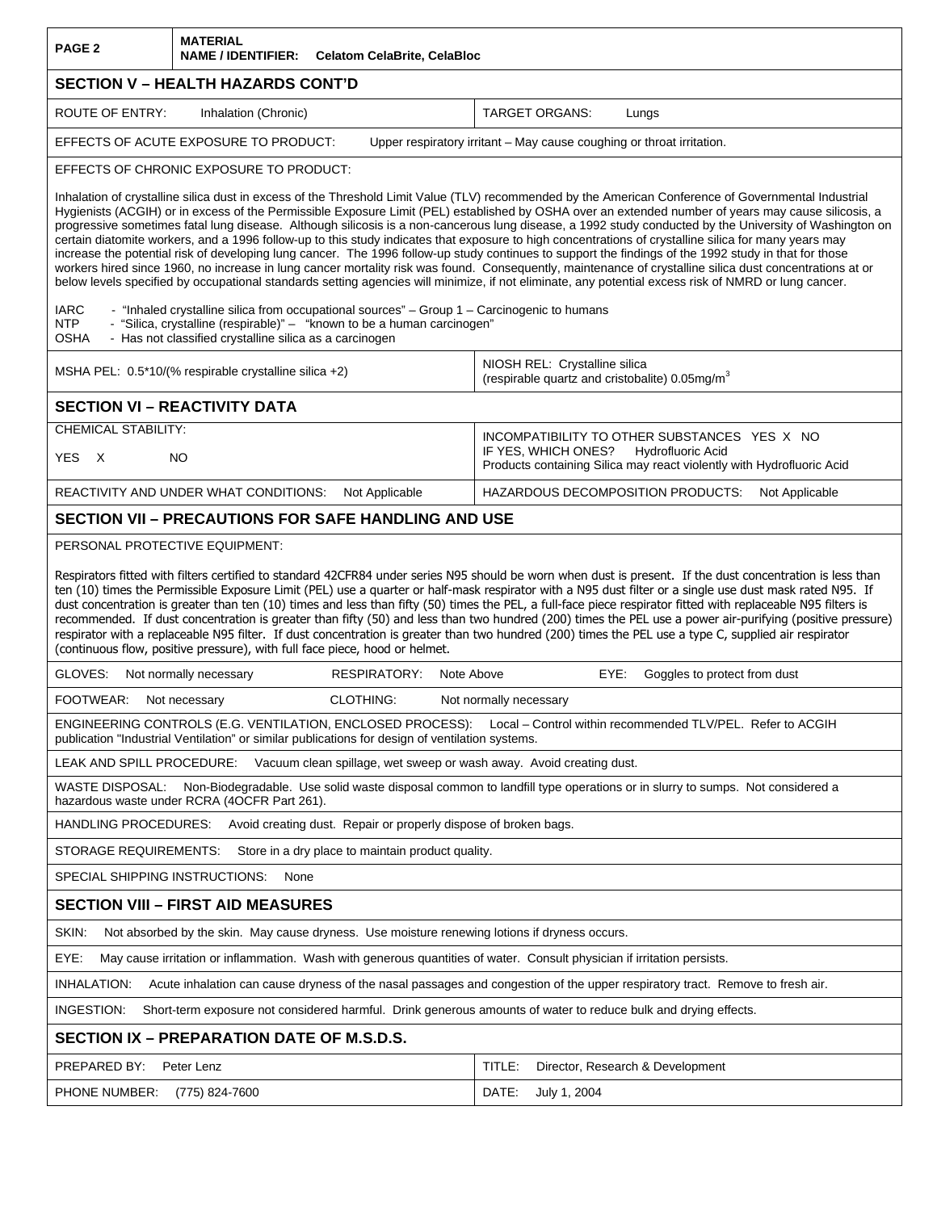| PAGE 2 | MATERIAL NAME / IDENTIFIER: Celatom CelaBrite, CelaBloc |
|---|---|

## SECTION V – HEALTH HAZARDS CONT'D

| | |
|---|---|
| ROUTE OF ENTRY: Inhalation (Chronic) | TARGET ORGANS: Lungs |

EFFECTS OF ACUTE EXPOSURE TO PRODUCT: Upper respiratory irritant – May cause coughing or throat irritation.

EFFECTS OF CHRONIC EXPOSURE TO PRODUCT:

Inhalation of crystalline silica dust in excess of the Threshold Limit Value (TLV) recommended by the American Conference of Governmental Industrial Hygienists (ACGIH) or in excess of the Permissible Exposure Limit (PEL) established by OSHA over an extended number of years may cause silicosis, a progressive sometimes fatal lung disease. Although silicosis is a non-cancerous lung disease, a 1992 study conducted by the University of Washington on certain diatomite workers, and a 1996 follow-up to this study indicates that exposure to high concentrations of crystalline silica for many years may increase the potential risk of developing lung cancer. The 1996 follow-up study continues to support the findings of the 1992 study in that for those workers hired since 1960, no increase in lung cancer mortality risk was found. Consequently, maintenance of crystalline silica dust concentrations at or below levels specified by occupational standards setting agencies will minimize, if not eliminate, any potential excess risk of NMRD or lung cancer.

IARC - "Inhaled crystalline silica from occupational sources" – Group 1 – Carcinogenic to humans
NTP - "Silica, crystalline (respirable)" – "known to be a human carcinogen"
OSHA - Has not classified crystalline silica as a carcinogen

| | |
|---|---|
| MSHA PEL: 0.5*10/(% respirable crystalline silica +2) | NIOSH REL: Crystalline silica (respirable quartz and cristobalite) 0.05mg/m$^3$ |

## SECTION VI – REACTIVITY DATA

| | |
|---|---|
| CHEMICAL STABILITY: YES X NO | INCOMPATIBILITY TO OTHER SUBSTANCES YES X NO<br>IF YES, WHICH ONES? Hydrofluoric Acid<br>Products containing Silica may react violently with Hydrofluoric Acid |
| REACTIVITY AND UNDER WHAT CONDITIONS: Not Applicable | HAZARDOUS DECOMPOSITION PRODUCTS: Not Applicable |

## SECTION VII – PRECAUTIONS FOR SAFE HANDLING AND USE

PERSONAL PROTECTIVE EQUIPMENT:

Respirators fitted with filters certified to standard 42CFR84 under series N95 should be worn when dust is present. If the dust concentration is less than ten (10) times the Permissible Exposure Limit (PEL) use a quarter or half-mask respirator with a N95 dust filter or a single use dust mask rated N95. If dust concentration is greater than ten (10) times and less than fifty (50) times the PEL, a full-face piece respirator fitted with replaceable N95 filters is recommended. If dust concentration is greater than fifty (50) and less than two hundred (200) times the PEL use a power air-purifying (positive pressure) respirator with a replaceable N95 filter. If dust concentration is greater than two hundred (200) times the PEL use a type C, supplied air respirator (continuous flow, positive pressure), with full face piece, hood or helmet.

| | | |
|---|---|---|
| GLOVES: Not normally necessary | RESPIRATORY: Note Above | EYE: Goggles to protect from dust |
| FOOTWEAR: Not necessary | CLOTHING: Not normally necessary | |

ENGINEERING CONTROLS (E.G. VENTILATION, ENCLOSED PROCESS): Local – Control within recommended TLV/PEL. Refer to ACGIH publication "Industrial Ventilation" or similar publications for design of ventilation systems.

LEAK AND SPILL PROCEDURE: Vacuum clean spillage, wet sweep or wash away. Avoid creating dust.

WASTE DISPOSAL: Non-Biodegradable. Use solid waste disposal common to landfill type operations or in slurry to sumps. Not considered a hazardous waste under RCRA (4OCFR Part 261).

HANDLING PROCEDURES: Avoid creating dust. Repair or properly dispose of broken bags.

STORAGE REQUIREMENTS: Store in a dry place to maintain product quality.

SPECIAL SHIPPING INSTRUCTIONS: None

## SECTION VIII – FIRST AID MEASURES

SKIN: Not absorbed by the skin. May cause dryness. Use moisture renewing lotions if dryness occurs.

EYE: May cause irritation or inflammation. Wash with generous quantities of water. Consult physician if irritation persists.

INHALATION: Acute inhalation can cause dryness of the nasal passages and congestion of the upper respiratory tract. Remove to fresh air.

INGESTION: Short-term exposure not considered harmful. Drink generous amounts of water to reduce bulk and drying effects.

## SECTION IX – PREPARATION DATE OF M.S.D.S.

| | |
|---|---|
| PREPARED BY: Peter Lenz | TITLE: Director, Research & Development |
| PHONE NUMBER: (775) 824-7600 | DATE: July 1, 2004 |